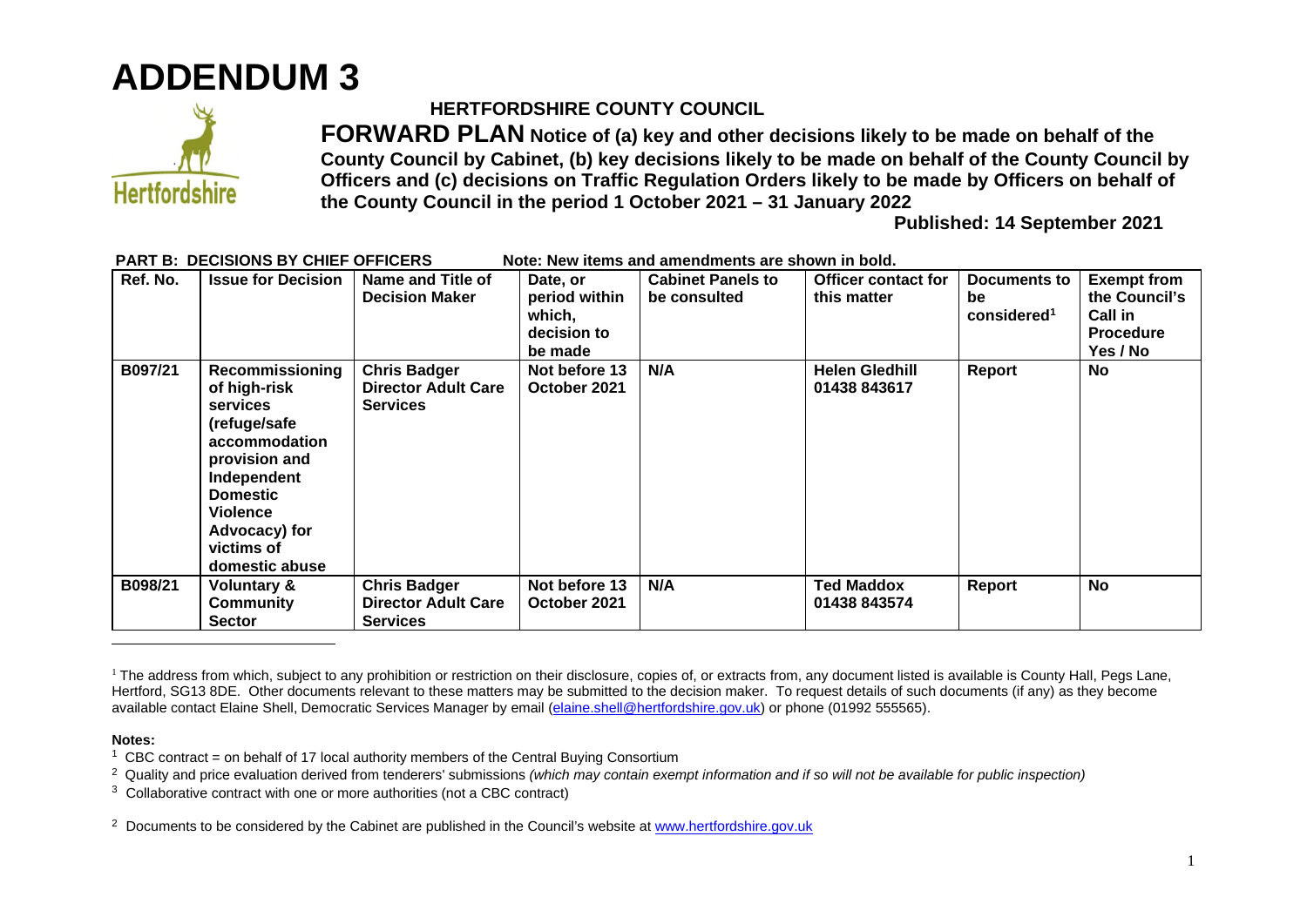# ADDENDUM 3

## HERTFORDSHIRE COUNTY COUNCIL

**FORWARD PLAN Notice of (a) key and other decisions likely to be made on behalf of the County Council by Cabinet, (b) key decisions likely to be made on behalf of the County Council by Officers and (c) decisions on Traffic Regulation Orders likely to be made by Officers on behalf of the County Council in the period 1 October 2021 – 31 January 2022**

**Published: 14 September 2021**

**PART B: DECISIONS BY CHIEF OFFICERS** **Note: New items and amendments are shown in bold.**

| Ref. No. | Issue for Decision | Name and Title of Decision Maker | Date, or period within which, decision to be made | Cabinet Panels to be consulted | Officer contact for this matter | Documents to be considered[1] | Exempt from the Council's Call in Procedure Yes / No |
|---|---|---|---|---|---|---|---|
| **B097/21** | **Recommissioning of high-risk services (refuge/safe accommodation provision and Independent Domestic Violence Advocacy) for victims of domestic abuse** | **Chris Badger Director Adult Care Services** | **Not before 13 October 2021** | **N/A** | **Helen Gledhill 01438 843617** | **Report** | **No** |
| **B098/21** | **Voluntary & Community Sector** | **Chris Badger Director Adult Care Services** | **Not before 13 October 2021** | **N/A** | **Ted Maddox 01438 843574** | **Report** | **No** |

[1] The address from which, subject to any prohibition or restriction on their disclosure, copies of, or extracts from, any document listed is available is County Hall, Pegs Lane, Hertford, SG13 8DE. Other documents relevant to these matters may be submitted to the decision maker. To request details of such documents (if any) as they become available contact Elaine Shell, Democratic Services Manager by email (elaine.shell@hertfordshire.gov.uk) or phone (01992 555565).

**Notes:**

[1] CBC contract = on behalf of 17 local authority members of the Central Buying Consortium

[2] Quality and price evaluation derived from tenderers' submissions *(which may contain exempt information and if so will not be available for public inspection)*

[3] Collaborative contract with one or more authorities (not a CBC contract)

[2] Documents to be considered by the Cabinet are published in the Council's website at www.hertfordshire.gov.uk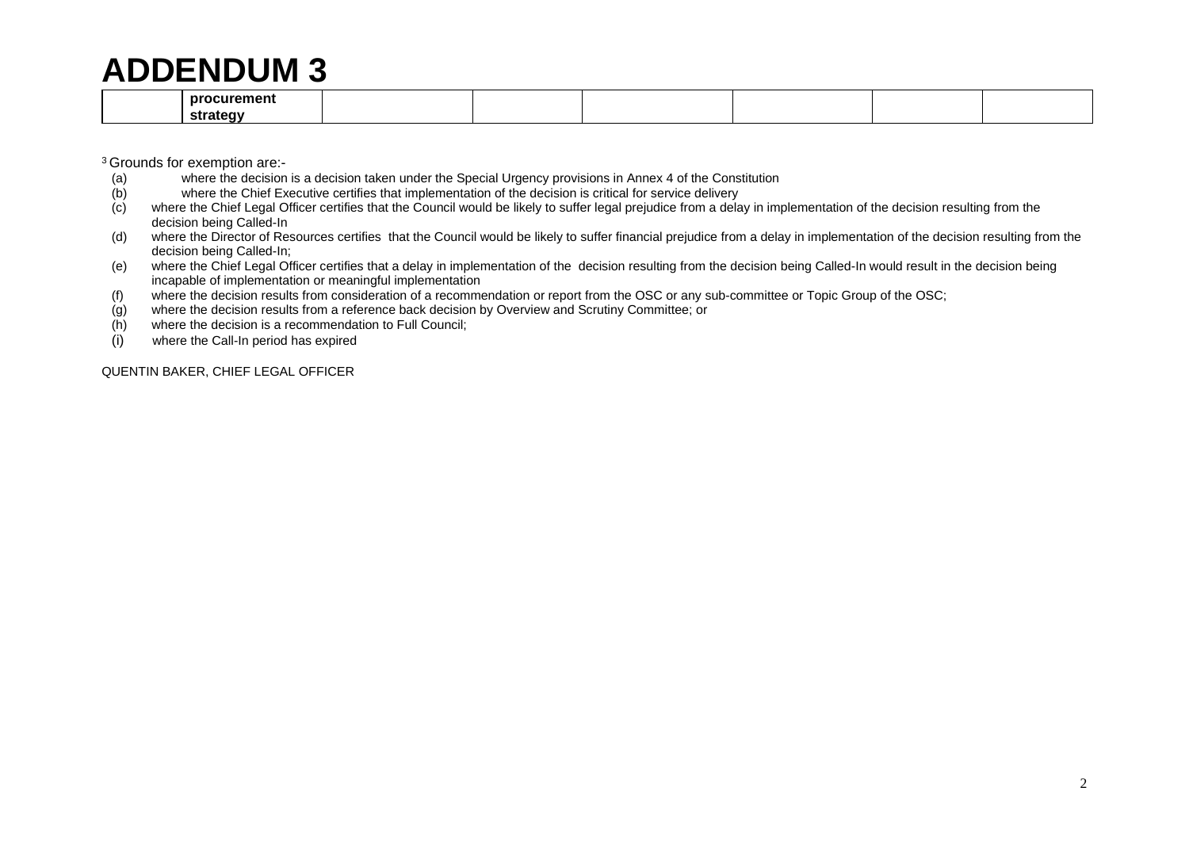# ADDENDUM 3

| | | | | | | | |
|---|---|---|---|---|---|---|---|
| | **procurement strategy** | | | | | | |

[3] Grounds for exemption are:-

(a) where the decision is a decision taken under the Special Urgency provisions in Annex 4 of the Constitution
(b) where the Chief Executive certifies that implementation of the decision is critical for service delivery
(c) where the Chief Legal Officer certifies that the Council would be likely to suffer legal prejudice from a delay in implementation of the decision resulting from the decision being Called-In
(d) where the Director of Resources certifies that the Council would be likely to suffer financial prejudice from a delay in implementation of the decision resulting from the decision being Called-In;
(e) where the Chief Legal Officer certifies that a delay in implementation of the decision resulting from the decision being Called-In would result in the decision being incapable of implementation or meaningful implementation
(f) where the decision results from consideration of a recommendation or report from the OSC or any sub-committee or Topic Group of the OSC;
(g) where the decision results from a reference back decision by Overview and Scrutiny Committee; or
(h) where the decision is a recommendation to Full Council;
(i) where the Call-In period has expired

QUENTIN BAKER, CHIEF LEGAL OFFICER